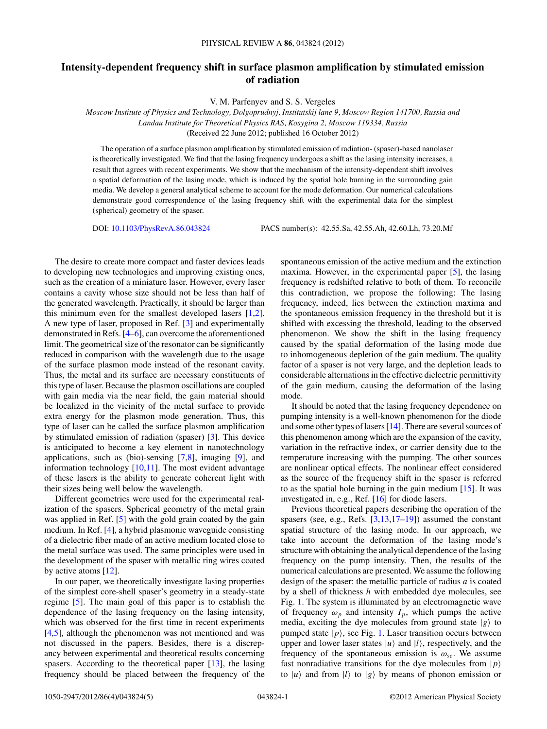# Intensity-dependent frequency shift in surface plasmon amplification by stimulated emission of radiation

V. M. Parfenyev and S. S. Vergeles

*Moscow Institute of Physics and Technology, Dolgoprudnyj, Institutskij lane 9, Moscow Region 141700, Russia and Landau Institute for Theoretical Physics RAS, Kosygina 2, Moscow 119334, Russia*

(Received 22 June 2012; published 16 October 2012)

The operation of a surface plasmon amplification by stimulated emission of radiation- (spaser)-based nanolaser is theoretically investigated. We find that the lasing frequency undergoes a shift as the lasing intensity increases, a result that agrees with recent experiments. We show that the mechanism of the intensity-dependent shift involves a spatial deformation of the lasing mode, which is induced by the spatial hole burning in the surrounding gain media. We develop a general analytical scheme to account for the mode deformation. Our numerical calculations demonstrate good correspondence of the lasing frequency shift with the experimental data for the simplest (spherical) geometry of the spaser.

DOI: 10.1103/PhysRevA.86.043824 PACS number(s): 42.55.Sa, 42.55.Ah, 42.60.Lh, 73.20.Mf

The desire to create more compact and faster devices leads to developing new technologies and improving existing ones, such as the creation of a miniature laser. However, every laser contains a cavity whose size should not be less than half of the generated wavelength. Practically, it should be larger than this minimum even for the smallest developed lasers [1,2]. A new type of laser, proposed in Ref. [3] and experimentally demonstrated in Refs. [4–6], can overcome the aforementioned limit. The geometrical size of the resonator can be significantly reduced in comparison with the wavelength due to the usage of the surface plasmon mode instead of the resonant cavity. Thus, the metal and its surface are necessary constituents of this type of laser. Because the plasmon oscillations are coupled with gain media via the near field, the gain material should be localized in the vicinity of the metal surface to provide extra energy for the plasmon mode generation. Thus, this type of laser can be called the surface plasmon amplification by stimulated emission of radiation (spaser) [3]. This device is anticipated to become a key element in nanotechnology applications, such as (bio)-sensing [7,8], imaging [9], and information technology [10,11]. The most evident advantage of these lasers is the ability to generate coherent light with their sizes being well below the wavelength.

Different geometries were used for the experimental realization of the spasers. Spherical geometry of the metal grain was applied in Ref. [5] with the gold grain coated by the gain medium. In Ref. [4], a hybrid plasmonic waveguide consisting of a dielectric fiber made of an active medium located close to the metal surface was used. The same principles were used in the development of the spaser with metallic ring wires coated by active atoms [12].

In our paper, we theoretically investigate lasing properties of the simplest core-shell spaser's geometry in a steady-state regime [5]. The main goal of this paper is to establish the dependence of the lasing frequency on the lasing intensity, which was observed for the first time in recent experiments [4,5], although the phenomenon was not mentioned and was not discussed in the papers. Besides, there is a discrepancy between experimental and theoretical results concerning spasers. According to the theoretical paper [13], the lasing frequency should be placed between the frequency of the spontaneous emission of the active medium and the extinction maxima. However, in the experimental paper [5], the lasing frequency is redshifted relative to both of them. To reconcile this contradiction, we propose the following: The lasing frequency, indeed, lies between the extinction maxima and the spontaneous emission frequency in the threshold but it is shifted with excessing the threshold, leading to the observed phenomenon. We show the shift in the lasing frequency caused by the spatial deformation of the lasing mode due to inhomogeneous depletion of the gain medium. The quality factor of a spaser is not very large, and the depletion leads to considerable alternations in the effective dielectric permittivity of the gain medium, causing the deformation of the lasing mode.

It should be noted that the lasing frequency dependence on pumping intensity is a well-known phenomenon for the diode and some other types of lasers [14]. There are several sources of this phenomenon among which are the expansion of the cavity, variation in the refractive index, or carrier density due to the temperature increasing with the pumping. The other sources are nonlinear optical effects. The nonlinear effect considered as the source of the frequency shift in the spaser is referred to as the spatial hole burning in the gain medium [15]. It was investigated in, e.g., Ref. [16] for diode lasers.

Previous theoretical papers describing the operation of the spasers (see, e.g., Refs. [3,13,17–19]) assumed the constant spatial structure of the lasing mode. In our approach, we take into account the deformation of the lasing mode's structure with obtaining the analytical dependence of the lasing frequency on the pump intensity. Then, the results of the numerical calculations are presented. We assume the following design of the spaser: the metallic particle of radius $a$ is coated by a shell of thickness $h$ with embedded dye molecules, see Fig. 1. The system is illuminated by an electromagnetic wave of frequency $\omega_p$ and intensity $I_p$, which pumps the active media, exciting the dye molecules from ground state $|g\rangle$ to pumped state $|p\rangle$, see Fig. 1. Laser transition occurs between upper and lower laser states $|u\rangle$ and $|l\rangle$, respectively, and the frequency of the spontaneous emission is $\omega_{se}$. We assume fast nonradiative transitions for the dye molecules from $|p\rangle$ to $|u\rangle$ and from $|l\rangle$ to $|g\rangle$ by means of phonon emission or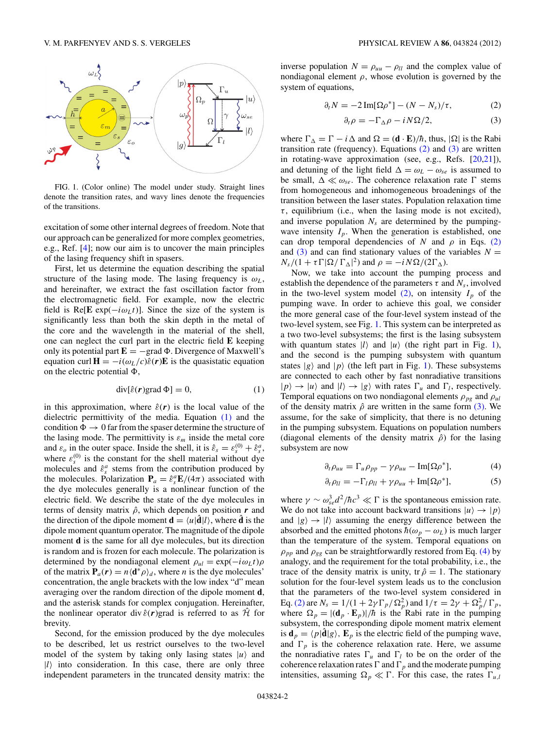FIG. 1. (Color online) The model under study. Straight lines denote the transition rates, and wavy lines denote the frequencies of the transitions.

excitation of some other internal degrees of freedom. Note that our approach can be generalized for more complex geometries, e.g., Ref. [4]; now our aim is to uncover the main principles of the lasing frequency shift in spasers.

First, let us determine the equation describing the spatial structure of the lasing mode. The lasing frequency is $\omega_L$, and hereinafter, we extract the fast oscillation factor from the electromagnetic field. For example, now the electric field is $\mathrm{Re}[\mathbf{E}\exp(-i\omega_L t)]$. Since the size of the system is significantly less than both the skin depth in the metal of the core and the wavelength in the material of the shell, one can neglect the curl part in the electric field $\mathbf{E}$ keeping only its potential part $\mathbf{E} = -\mathrm{grad}\,\Phi$. Divergence of Maxwell's equation $\mathrm{curl}\,\mathbf{H} = -i(\omega_L/c)\hat{\varepsilon}(\boldsymbol{r})\mathbf{E}$ is the quasistatic equation on the electric potential $\Phi$,

$$\mathrm{div}[\hat{\varepsilon}(\boldsymbol{r})\mathrm{grad}\,\Phi] = 0, \tag{1}$$

in this approximation, where $\hat{\varepsilon}(\boldsymbol{r})$ is the local value of the dielectric permittivity of the media. Equation (1) and the condition $\Phi \to 0$ far from the spaser determine the structure of the lasing mode. The permittivity is $\varepsilon_m$ inside the metal core and $\varepsilon_o$ in the outer space. Inside the shell, it is $\hat{\varepsilon}_s = \varepsilon_s^{(0)} + \hat{\varepsilon}_s^a$, where $\varepsilon_s^{(0)}$ is the constant for the shell material without dye molecules and $\hat{\varepsilon}_s^a$ stems from the contribution produced by the molecules. Polarization $\mathbf{P}_a = \hat{\varepsilon}_s^a\mathbf{E}/(4\pi)$ associated with the dye molecules generally is a nonlinear function of the electric field. We describe the state of the dye molecules in terms of density matrix $\hat{\rho}$, which depends on position $\boldsymbol{r}$ and the direction of the dipole moment $\mathbf{d} = \langle u|\hat{\mathbf{d}}|l\rangle$, where $\hat{\mathbf{d}}$ is the dipole moment quantum operator. The magnitude of the dipole moment $\mathbf{d}$ is the same for all dye molecules, but its direction is random and is frozen for each molecule. The polarization is determined by the nondiagonal element $\rho_{ul} = \exp(-i\omega_L t)\rho$ of the matrix $\mathbf{P}_a(\boldsymbol{r}) = n\langle\mathbf{d}^*\rho\rangle_d$, where $n$ is the dye molecules' concentration, the angle brackets with the low index "d" mean averaging over the random direction of the dipole moment $\mathbf{d}$, and the asterisk stands for complex conjugation. Hereinafter, the nonlinear operator $\mathrm{div}\,\hat{\varepsilon}(\boldsymbol{r})\mathrm{grad}$ is referred to as $\hat{\mathcal{H}}$ for brevity.

Second, for the emission produced by the dye molecules to be described, let us restrict ourselves to the two-level model of the system by taking only lasing states $|u\rangle$ and $|l\rangle$ into consideration. In this case, there are only three independent parameters in the truncated density matrix: the inverse population $N = \rho_{uu} - \rho_{ll}$ and the complex value of nondiagonal element $\rho$, whose evolution is governed by the system of equations,

$$\partial_t N = -2\,\mathrm{Im}[\Omega\rho^*] - (N - N_s)/\tau, \tag{2}$$

$$\partial_t \rho = -\Gamma_\Delta\rho - iN\Omega/2, \tag{3}$$

where $\Gamma_\Delta = \Gamma - i\Delta$ and $\Omega = (\mathbf{d}\cdot\mathbf{E})/\hbar$, thus, $|\Omega|$ is the Rabi transition rate (frequency). Equations (2) and (3) are written in rotating-wave approximation (see, e.g., Refs. [20,21]), and detuning of the light field $\Delta = \omega_L - \omega_{se}$ is assumed to be small, $\Delta \ll \omega_{se}$. The coherence relaxation rate $\Gamma$ stems from homogeneous and inhomogeneous broadenings of the transition between the laser states. Population relaxation time $\tau$, equilibrium (i.e., when the lasing mode is not excited), and inverse population $N_s$ are determined by the pumping-wave intensity $I_p$. When the generation is established, one can drop temporal dependencies of $N$ and $\rho$ in Eqs. (2) and (3) and can find stationary values of the variables $N = N_s/(1 + \tau\Gamma|\Omega/\Gamma_\Delta|^2)$ and $\rho = -iN\Omega/(2\Gamma_\Delta)$.

Now, we take into account the pumping process and establish the dependence of the parameters $\tau$ and $N_s$, involved in the two-level system model (2), on intensity $I_p$ of the pumping wave. In order to achieve this goal, we consider the more general case of the four-level system instead of the two-level system, see Fig. 1. This system can be interpreted as a two two-level subsystems; the first is the lasing subsystem with quantum states $|l\rangle$ and $|u\rangle$ (the right part in Fig. 1), and the second is the pumping subsystem with quantum states $|g\rangle$ and $|p\rangle$ (the left part in Fig. 1). These subsystems are connected to each other by fast nonradiative transitions $|p\rangle \to |u\rangle$ and $|l\rangle \to |g\rangle$ with rates $\Gamma_u$ and $\Gamma_l$, respectively. Temporal equations on two nondiagonal elements $\rho_{pg}$ and $\rho_{ul}$ of the density matrix $\hat{\rho}$ are written in the same form (3). We assume, for the sake of simplicity, that there is no detuning in the pumping subsystem. Equations on population numbers (diagonal elements of the density matrix $\hat{\rho}$) for the lasing subsystem are now

$$\partial_t \rho_{uu} = \Gamma_u\rho_{pp} - \gamma\rho_{uu} - \mathrm{Im}[\Omega\rho^*], \tag{4}$$

$$\partial_t \rho_{ll} = -\Gamma_l\rho_{ll} + \gamma\rho_{uu} + \mathrm{Im}[\Omega\rho^*], \tag{5}$$

where $\gamma \sim \omega_{se}^3 d^2/\hbar c^3 \ll \Gamma$ is the spontaneous emission rate. We do not take into account backward transitions $|u\rangle \to |p\rangle$ and $|g\rangle \to |l\rangle$ assuming the energy difference between the absorbed and the emitted photons $\hbar(\omega_p - \omega_L)$ is much larger than the temperature of the system. Temporal equations on $\rho_{pp}$ and $\rho_{gg}$ can be straightforwardly restored from Eq. (4) by analogy, and the requirement for the total probability, i.e., the trace of the density matrix is unity, $\mathrm{tr}\,\hat{\rho} = 1$. The stationary solution for the four-level system leads us to the conclusion that the parameters of the two-level system considered in Eq. (2) are $N_s = 1/(1 + 2\gamma\Gamma_p/\Omega_p^2)$ and $1/\tau = 2\gamma + \Omega_p^2/\Gamma_p$, where $\Omega_p = |(\mathbf{d}_p\cdot\mathbf{E}_p)|/\hbar$ is the Rabi rate in the pumping subsystem, the corresponding dipole moment matrix element is $\mathbf{d}_p = \langle p|\hat{\mathbf{d}}|g\rangle$, $\mathbf{E}_p$ is the electric field of the pumping wave, and $\Gamma_p$ is the coherence relaxation rate. Here, we assume the nonradiative rates $\Gamma_u$ and $\Gamma_l$ to be on the order of the coherence relaxation rates $\Gamma$ and $\Gamma_p$ and the moderate pumping intensities, assuming $\Omega_p \ll \Gamma$. For this case, the rates $\Gamma_{u,l}$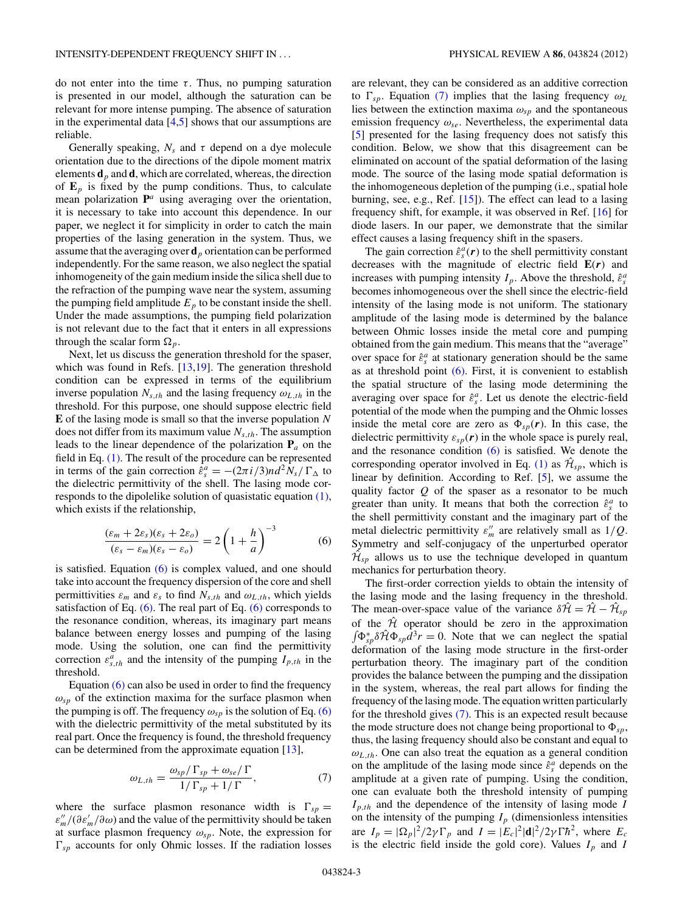do not enter into the time $\tau$. Thus, no pumping saturation is presented in our model, although the saturation can be relevant for more intense pumping. The absence of saturation in the experimental data [4,5] shows that our assumptions are reliable.

Generally speaking, $N_s$ and $\tau$ depend on a dye molecule orientation due to the directions of the dipole moment matrix elements $\mathbf{d}_p$ and $\mathbf{d}$, which are correlated, whereas, the direction of $\mathbf{E}_p$ is fixed by the pump conditions. Thus, to calculate mean polarization $\mathbf{P}^a$ using averaging over the orientation, it is necessary to take into account this dependence. In our paper, we neglect it for simplicity in order to catch the main properties of the lasing generation in the system. Thus, we assume that the averaging over $\mathbf{d}_p$ orientation can be performed independently. For the same reason, we also neglect the spatial inhomogeneity of the gain medium inside the silica shell due to the refraction of the pumping wave near the system, assuming the pumping field amplitude $E_p$ to be constant inside the shell. Under the made assumptions, the pumping field polarization is not relevant due to the fact that it enters in all expressions through the scalar form $\Omega_p$.

Next, let us discuss the generation threshold for the spaser, which was found in Refs. [13,19]. The generation threshold condition can be expressed in terms of the equilibrium inverse population $N_{s,th}$ and the lasing frequency $\omega_{L,th}$ in the threshold. For this purpose, one should suppose electric field $\mathbf{E}$ of the lasing mode is small so that the inverse population $N$ does not differ from its maximum value $N_{s,th}$. The assumption leads to the linear dependence of the polarization $\mathbf{P}_a$ on the field in Eq. (1). The result of the procedure can be represented in terms of the gain correction $\hat{\varepsilon}_s^a = -(2\pi i/3)nd^2N_s/\Gamma_\Delta$ to the dielectric permittivity of the shell. The lasing mode corresponds to the dipolelike solution of quasistatic equation (1), which exists if the relationship,

$$\frac{(\varepsilon_m + 2\varepsilon_s)(\varepsilon_s + 2\varepsilon_o)}{(\varepsilon_s - \varepsilon_m)(\varepsilon_s - \varepsilon_o)} = 2\left(1 + \frac{h}{a}\right)^{-3} \tag{6}$$

is satisfied. Equation (6) is complex valued, and one should take into account the frequency dispersion of the core and shell permittivities $\varepsilon_m$ and $\varepsilon_s$ to find $N_{s,th}$ and $\omega_{L,th}$, which yields satisfaction of Eq. (6). The real part of Eq. (6) corresponds to the resonance condition, whereas, its imaginary part means balance between energy losses and pumping of the lasing mode. Using the solution, one can find the permittivity correction $\varepsilon_{s,th}^a$ and the intensity of the pumping $I_{p,th}$ in the threshold.

Equation (6) can also be used in order to find the frequency $\omega_{sp}$ of the extinction maxima for the surface plasmon when the pumping is off. The frequency $\omega_{sp}$ is the solution of Eq. (6) with the dielectric permittivity of the metal substituted by its real part. Once the frequency is found, the threshold frequency can be determined from the approximate equation [13],

$$\omega_{L,th} = \frac{\omega_{sp}/\Gamma_{sp} + \omega_{se}/\Gamma}{1/\Gamma_{sp} + 1/\Gamma}, \tag{7}$$

where the surface plasmon resonance width is $\Gamma_{sp} = \varepsilon_m''/(\partial\varepsilon_m'/\partial\omega)$ and the value of the permittivity should be taken at surface plasmon frequency $\omega_{sp}$. Note, the expression for $\Gamma_{sp}$ accounts for only Ohmic losses. If the radiation losses are relevant, they can be considered as an additive correction to $\Gamma_{sp}$. Equation (7) implies that the lasing frequency $\omega_L$ lies between the extinction maxima $\omega_{sp}$ and the spontaneous emission frequency $\omega_{se}$. Nevertheless, the experimental data [5] presented for the lasing frequency does not satisfy this condition. Below, we show that this disagreement can be eliminated on account of the spatial deformation of the lasing mode. The source of the lasing mode spatial deformation is the inhomogeneous depletion of the pumping (i.e., spatial hole burning, see, e.g., Ref. [15]). The effect can lead to a lasing frequency shift, for example, it was observed in Ref. [16] for diode lasers. In our paper, we demonstrate that the similar effect causes a lasing frequency shift in the spasers.

The gain correction $\hat{\varepsilon}_s^a(\boldsymbol{r})$ to the shell permittivity constant decreases with the magnitude of electric field $\mathbf{E}(\boldsymbol{r})$ and increases with pumping intensity $I_p$. Above the threshold, $\hat{\varepsilon}_s^a$ becomes inhomogeneous over the shell since the electric-field intensity of the lasing mode is not uniform. The stationary amplitude of the lasing mode is determined by the balance between Ohmic losses inside the metal core and pumping obtained from the gain medium. This means that the "average" over space for $\hat{\varepsilon}_s^a$ at stationary generation should be the same as at threshold point (6). First, it is convenient to establish the spatial structure of the lasing mode determining the averaging over space for $\hat{\varepsilon}_s^a$. Let us denote the electric-field potential of the mode when the pumping and the Ohmic losses inside the metal core are zero as $\Phi_{sp}(\boldsymbol{r})$. In this case, the dielectric permittivity $\varepsilon_{sp}(\boldsymbol{r})$ in the whole space is purely real, and the resonance condition (6) is satisfied. We denote the corresponding operator involved in Eq. (1) as $\hat{\mathcal{H}}_{sp}$, which is linear by definition. According to Ref. [5], we assume the quality factor $Q$ of the spaser as a resonator to be much greater than unity. It means that both the correction $\hat{\varepsilon}_s^a$ to the shell permittivity constant and the imaginary part of the metal dielectric permittivity $\varepsilon_m''$ are relatively small as $1/Q$. Symmetry and self-conjugacy of the unperturbed operator $\hat{\mathcal{H}}_{sp}$ allows us to use the technique developed in quantum mechanics for perturbation theory.

The first-order correction yields to obtain the intensity of the lasing mode and the lasing frequency in the threshold. The mean-over-space value of the variance $\delta\hat{\mathcal{H}} = \hat{\mathcal{H}} - \hat{\mathcal{H}}_{sp}$ of the $\hat{\mathcal{H}}$ operator should be zero in the approximation $\int \Phi_{sp}^* \delta\hat{\mathcal{H}} \Phi_{sp} d^3r = 0$. Note that we can neglect the spatial deformation of the lasing mode structure in the first-order perturbation theory. The imaginary part of the condition provides the balance between the pumping and the dissipation in the system, whereas, the real part allows for finding the frequency of the lasing mode. The equation written particularly for the threshold gives (7). This is an expected result because the mode structure does not change being proportional to $\Phi_{sp}$, thus, the lasing frequency should also be constant and equal to $\omega_{L,th}$. One can also treat the equation as a general condition on the amplitude of the lasing mode since $\hat{\varepsilon}_s^a$ depends on the amplitude at a given rate of pumping. Using the condition, one can evaluate both the threshold intensity of pumping $I_{p,th}$ and the dependence of the intensity of lasing mode $I$ on the intensity of the pumping $I_p$ (dimensionless intensities are $I_p = |\Omega_p|^2/2\gamma\Gamma_p$ and $I = |E_c|^2|\mathbf{d}|^2/2\gamma\Gamma\hbar^2$, where $E_c$ is the electric field inside the gold core). Values $I_p$ and $I$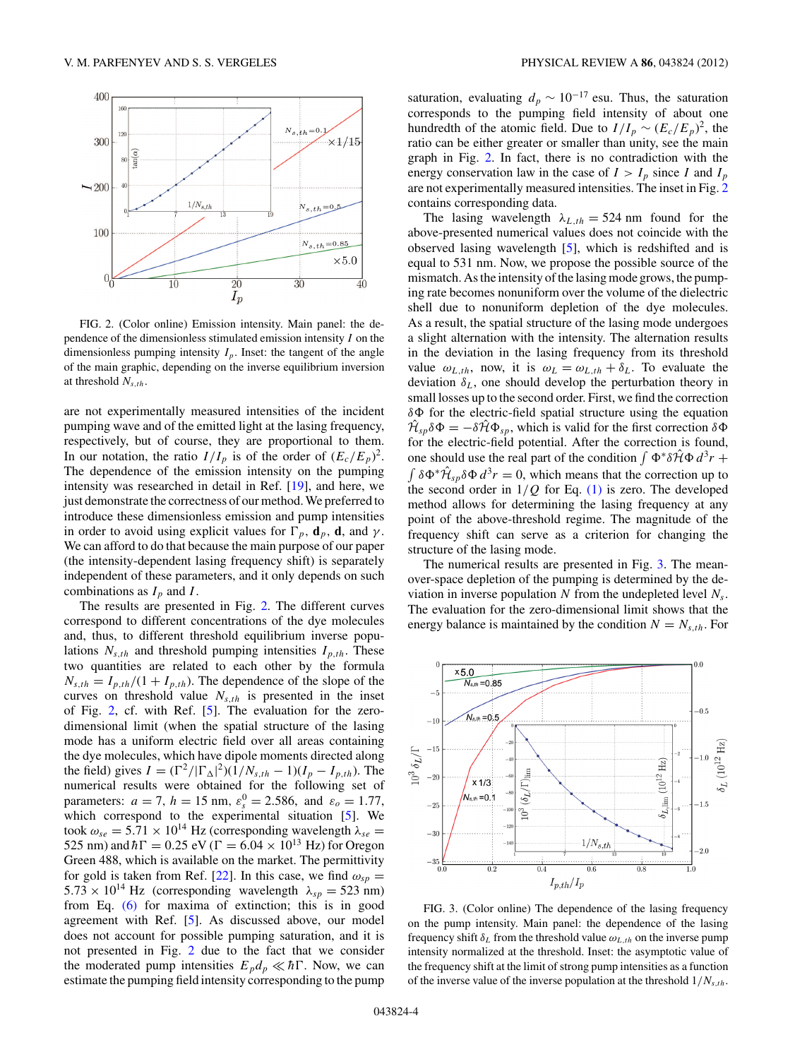FIG. 2. (Color online) Emission intensity. Main panel: the dependence of the dimensionless stimulated emission intensity $I$ on the dimensionless pumping intensity $I_p$. Inset: the tangent of the angle of the main graphic, depending on the inverse equilibrium inversion at threshold $N_{s,th}$.

are not experimentally measured intensities of the incident pumping wave and of the emitted light at the lasing frequency, respectively, but of course, they are proportional to them. In our notation, the ratio $I/I_p$ is of the order of $(E_c/E_p)^2$. The dependence of the emission intensity on the pumping intensity was researched in detail in Ref. [19], and here, we just demonstrate the correctness of our method. We preferred to introduce these dimensionless emission and pump intensities in order to avoid using explicit values for $\Gamma_p$, $\mathbf{d}_p$, $\mathbf{d}$, and $\gamma$. We can afford to do that because the main purpose of our paper (the intensity-dependent lasing frequency shift) is separately independent of these parameters, and it only depends on such combinations as $I_p$ and $I$.

The results are presented in Fig. 2. The different curves correspond to different concentrations of the dye molecules and, thus, to different threshold equilibrium inverse populations $N_{s,th}$ and threshold pumping intensities $I_{p,th}$. These two quantities are related to each other by the formula $N_{s,th} = I_{p,th}/(1 + I_{p,th})$. The dependence of the slope of the curves on threshold value $N_{s,th}$ is presented in the inset of Fig. 2, cf. with Ref. [5]. The evaluation for the zero-dimensional limit (when the spatial structure of the lasing mode has a uniform electric field over all areas containing the dye molecules, which have dipole moments directed along the field) gives $I = (\Gamma^2/|\Gamma_\Delta|^2)(1/N_{s,th} - 1)(I_p - I_{p,th})$. The numerical results were obtained for the following set of parameters: $a = 7$, $h = 15$ nm, $\varepsilon_s^0 = 2.586$, and $\varepsilon_o = 1.77$, which correspond to the experimental situation [5]. We took $\omega_{se} = 5.71 \times 10^{14}$ Hz (corresponding wavelength $\lambda_{se} = 525$ nm) and $\hbar\Gamma = 0.25$ eV ($\Gamma = 6.04 \times 10^{13}$ Hz) for Oregon Green 488, which is available on the market. The permittivity for gold is taken from Ref. [22]. In this case, we find $\omega_{sp} = 5.73 \times 10^{14}$ Hz (corresponding wavelength $\lambda_{sp} = 523$ nm) from Eq. (6) for maxima of extinction; this is in good agreement with Ref. [5]. As discussed above, our model does not account for possible pumping saturation, and it is not presented in Fig. 2 due to the fact that we consider the moderated pump intensities $E_p d_p \ll \hbar\Gamma$. Now, we can estimate the pumping field intensity corresponding to the pump saturation, evaluating $d_p \sim 10^{-17}$ esu. Thus, the saturation corresponds to the pumping field intensity of about one hundredth of the atomic field. Due to $I/I_p \sim (E_c/E_p)^2$, the ratio can be either greater or smaller than unity, see the main graph in Fig. 2. In fact, there is no contradiction with the energy conservation law in the case of $I > I_p$ since $I$ and $I_p$ are not experimentally measured intensities. The inset in Fig. 2 contains corresponding data.

The lasing wavelength $\lambda_{L,th} = 524$ nm found for the above-presented numerical values does not coincide with the observed lasing wavelength [5], which is redshifted and is equal to 531 nm. Now, we propose the possible source of the mismatch. As the intensity of the lasing mode grows, the pumping rate becomes nonuniform over the volume of the dielectric shell due to nonuniform depletion of the dye molecules. As a result, the spatial structure of the lasing mode undergoes a slight alternation with the intensity. The alternation results in the deviation in the lasing frequency from its threshold value $\omega_{L,th}$, now, it is $\omega_L = \omega_{L,th} + \delta_L$. To evaluate the deviation $\delta_L$, one should develop the perturbation theory in small losses up to the second order. First, we find the correction $\delta\Phi$ for the electric-field spatial structure using the equation $\hat{\mathcal{H}}_{sp}\delta\Phi = -\delta\hat{\mathcal{H}}\Phi_{sp}$, which is valid for the first correction $\delta\Phi$ for the electric-field potential. After the correction is found, one should use the real part of the condition $\int \Phi^*\delta\hat{\mathcal{H}}\Phi\, d^3r + \int \delta\Phi^*\hat{\mathcal{H}}_{sp}\delta\Phi\, d^3r = 0$, which means that the correction up to the second order in $1/Q$ for Eq. (1) is zero. The developed method allows for determining the lasing frequency at any point of the above-threshold regime. The magnitude of the frequency shift can serve as a criterion for changing the structure of the lasing mode.

The numerical results are presented in Fig. 3. The mean-over-space depletion of the pumping is determined by the deviation in inverse population $N$ from the undepleted level $N_s$. The evaluation for the zero-dimensional limit shows that the energy balance is maintained by the condition $N = N_{s,th}$. For

FIG. 3. (Color online) The dependence of the lasing frequency on the pump intensity. Main panel: the dependence of the lasing frequency shift $\delta_L$ from the threshold value $\omega_{L,th}$ on the inverse pump intensity normalized at the threshold. Inset: the asymptotic value of the frequency shift at the limit of strong pump intensities as a function of the inverse value of the inverse population at the threshold $1/N_{s,th}$.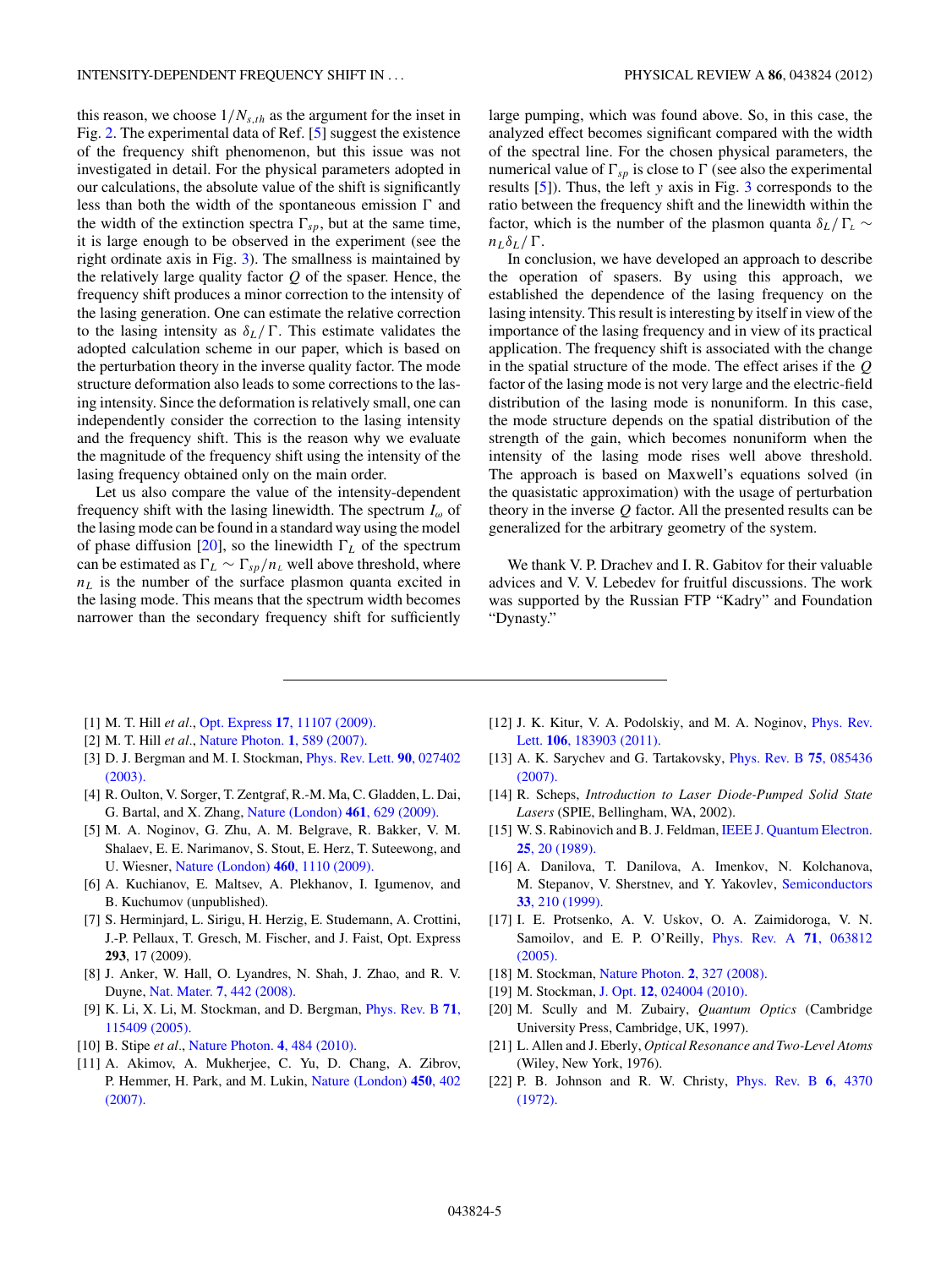this reason, we choose $1/N_{s,th}$ as the argument for the inset in Fig. 2. The experimental data of Ref. [5] suggest the existence of the frequency shift phenomenon, but this issue was not investigated in detail. For the physical parameters adopted in our calculations, the absolute value of the shift is significantly less than both the width of the spontaneous emission $\Gamma$ and the width of the extinction spectra $\Gamma_{sp}$, but at the same time, it is large enough to be observed in the experiment (see the right ordinate axis in Fig. 3). The smallness is maintained by the relatively large quality factor $Q$ of the spaser. Hence, the frequency shift produces a minor correction to the intensity of the lasing generation. One can estimate the relative correction to the lasing intensity as $\delta_L/\Gamma$. This estimate validates the adopted calculation scheme in our paper, which is based on the perturbation theory in the inverse quality factor. The mode structure deformation also leads to some corrections to the lasing intensity. Since the deformation is relatively small, one can independently consider the correction to the lasing intensity and the frequency shift. This is the reason why we evaluate the magnitude of the frequency shift using the intensity of the lasing frequency obtained only on the main order.

Let us also compare the value of the intensity-dependent frequency shift with the lasing linewidth. The spectrum $I_\omega$ of the lasing mode can be found in a standard way using the model of phase diffusion [20], so the linewidth $\Gamma_L$ of the spectrum can be estimated as $\Gamma_L \sim \Gamma_{sp}/n_L$ well above threshold, where $n_L$ is the number of the surface plasmon quanta excited in the lasing mode. This means that the spectrum width becomes narrower than the secondary frequency shift for sufficiently large pumping, which was found above. So, in this case, the analyzed effect becomes significant compared with the width of the spectral line. For the chosen physical parameters, the numerical value of $\Gamma_{sp}$ is close to $\Gamma$ (see also the experimental results [5]). Thus, the left $y$ axis in Fig. 3 corresponds to the ratio between the frequency shift and the linewidth within the factor, which is the number of the plasmon quanta $\delta_L/\Gamma_L \sim n_L\delta_L/\Gamma$.

In conclusion, we have developed an approach to describe the operation of spasers. By using this approach, we established the dependence of the lasing frequency on the lasing intensity. This result is interesting by itself in view of the importance of the lasing frequency and in view of its practical application. The frequency shift is associated with the change in the spatial structure of the mode. The effect arises if the $Q$ factor of the lasing mode is not very large and the electric-field distribution of the lasing mode is nonuniform. In this case, the mode structure depends on the spatial distribution of the strength of the gain, which becomes nonuniform when the intensity of the lasing mode rises well above threshold. The approach is based on Maxwell's equations solved (in the quasistatic approximation) with the usage of perturbation theory in the inverse $Q$ factor. All the presented results can be generalized for the arbitrary geometry of the system.

We thank V. P. Drachev and I. R. Gabitov for their valuable advices and V. V. Lebedev for fruitful discussions. The work was supported by the Russian FTP "Kadry" and Foundation "Dynasty."

---

[1] M. T. Hill *et al.*, Opt. Express **17**, 11107 (2009).

[2] M. T. Hill *et al.*, Nature Photon. **1**, 589 (2007).

[3] D. J. Bergman and M. I. Stockman, Phys. Rev. Lett. **90**, 027402 (2003).

[4] R. Oulton, V. Sorger, T. Zentgraf, R.-M. Ma, C. Gladden, L. Dai, G. Bartal, and X. Zhang, Nature (London) **461**, 629 (2009).

[5] M. A. Noginov, G. Zhu, A. M. Belgrave, R. Bakker, V. M. Shalaev, E. E. Narimanov, S. Stout, E. Herz, T. Suteewong, and U. Wiesner, Nature (London) **460**, 1110 (2009).

[6] A. Kuchianov, E. Maltsev, A. Plekhanov, I. Igumenov, and B. Kuchumov (unpublished).

[7] S. Herminjard, L. Sirigu, H. Herzig, E. Studemann, A. Crottini, J.-P. Pellaux, T. Gresch, M. Fischer, and J. Faist, Opt. Express **293**, 17 (2009).

[8] J. Anker, W. Hall, O. Lyandres, N. Shah, J. Zhao, and R. V. Duyne, Nat. Mater. **7**, 442 (2008).

[9] K. Li, X. Li, M. Stockman, and D. Bergman, Phys. Rev. B **71**, 115409 (2005).

[10] B. Stipe *et al.*, Nature Photon. **4**, 484 (2010).

[11] A. Akimov, A. Mukherjee, C. Yu, D. Chang, A. Zibrov, P. Hemmer, H. Park, and M. Lukin, Nature (London) **450**, 402 (2007).

[12] J. K. Kitur, V. A. Podolskiy, and M. A. Noginov, Phys. Rev. Lett. **106**, 183903 (2011).

[13] A. K. Sarychev and G. Tartakovsky, Phys. Rev. B **75**, 085436 (2007).

[14] R. Scheps, *Introduction to Laser Diode-Pumped Solid State Lasers* (SPIE, Bellingham, WA, 2002).

[15] W. S. Rabinovich and B. J. Feldman, IEEE J. Quantum Electron. **25**, 20 (1989).

[16] A. Danilova, T. Danilova, A. Imenkov, N. Kolchanova, M. Stepanov, V. Sherstnev, and Y. Yakovlev, Semiconductors **33**, 210 (1999).

[17] I. E. Protsenko, A. V. Uskov, O. A. Zaimidoroga, V. N. Samoilov, and E. P. O'Reilly, Phys. Rev. A **71**, 063812 (2005).

[18] M. Stockman, Nature Photon. **2**, 327 (2008).

[19] M. Stockman, J. Opt. **12**, 024004 (2010).

[20] M. Scully and M. Zubairy, *Quantum Optics* (Cambridge University Press, Cambridge, UK, 1997).

[21] L. Allen and J. Eberly, *Optical Resonance and Two-Level Atoms* (Wiley, New York, 1976).

[22] P. B. Johnson and R. W. Christy, Phys. Rev. B **6**, 4370 (1972).